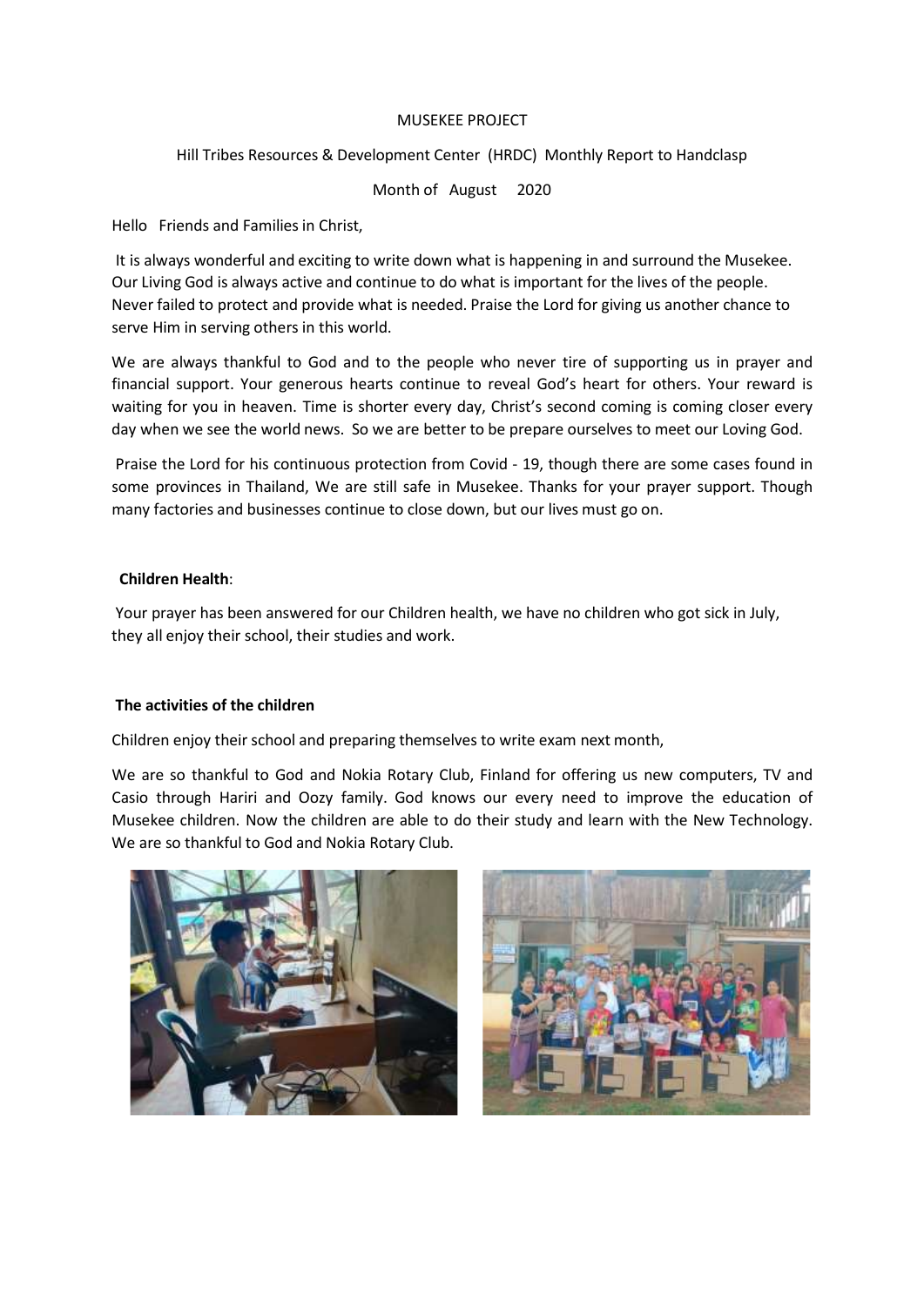MUSEKEE PROJECT

Hill Tribes Resources & Development Center (HRDC) Monthly Report to Handclasp

Month of August 2020

Hello Friends and Families in Christ,

It is always wonderful and exciting to write down what is happening in and surround the Musekee. Our Living God is always active and continue to do what is important for the lives of the people. Never failed to protect and provide what is needed. Praise the Lord for giving us another chance to serve Him in serving others in this world.

We are always thankful to God and to the people who never tire of supporting us in prayer and financial support. Your generous hearts continue to reveal God's heart for others. Your reward is waiting for you in heaven. Time is shorter every day, Christ's second coming is coming closer every day when we see the world news. So we are better to be prepare ourselves to meet our Loving God.

Praise the Lord for his continuous protection from Covid - 19, though there are some cases found in some provinces in Thailand, We are still safe in Musekee. Thanks for your prayer support. Though many factories and businesses continue to close down, but our lives must go on.

**Children Health**:

Your prayer has been answered for our Children health, we have no children who got sick in July, they all enjoy their school, their studies and work.

**The activities of the children**

Children enjoy their school and preparing themselves to write exam next month,

We are so thankful to God and Nokia Rotary Club, Finland for offering us new computers, TV and Casio through Hariri and Oozy family. God knows our every need to improve the education of Musekee children. Now the children are able to do their study and learn with the New Technology. We are so thankful to God and Nokia Rotary Club.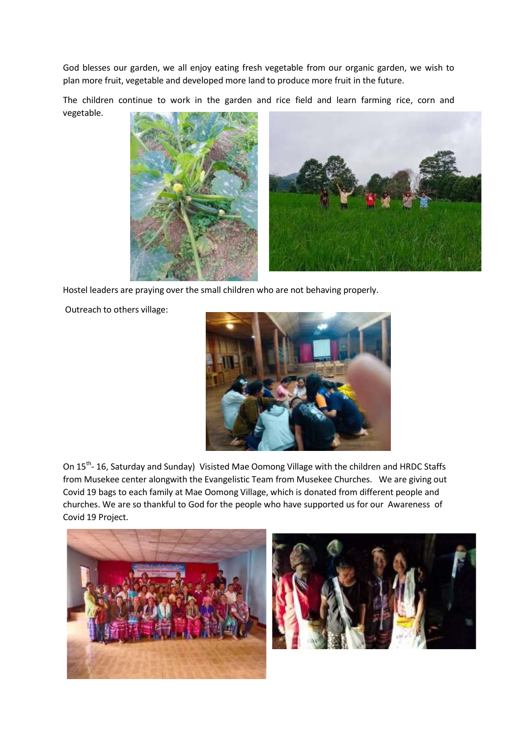God blesses our garden, we all enjoy eating fresh vegetable from our organic garden, we wish to plan more fruit, vegetable and developed more land to produce more fruit in the future.

The children continue to work in the garden and rice field and learn farming rice, corn and vegetable.

Hostel leaders are praying over the small children who are not behaving properly.

Outreach to others village:

On 15th- 16, Saturday and Sunday) Visisted Mae Oomong Village with the children and HRDC Staffs from Musekee center alongwith the Evangelistic Team from Musekee Churches. We are giving out Covid 19 bags to each family at Mae Oomong Village, which is donated from different people and churches. We are so thankful to God for the people who have supported us for our Awareness of Covid 19 Project.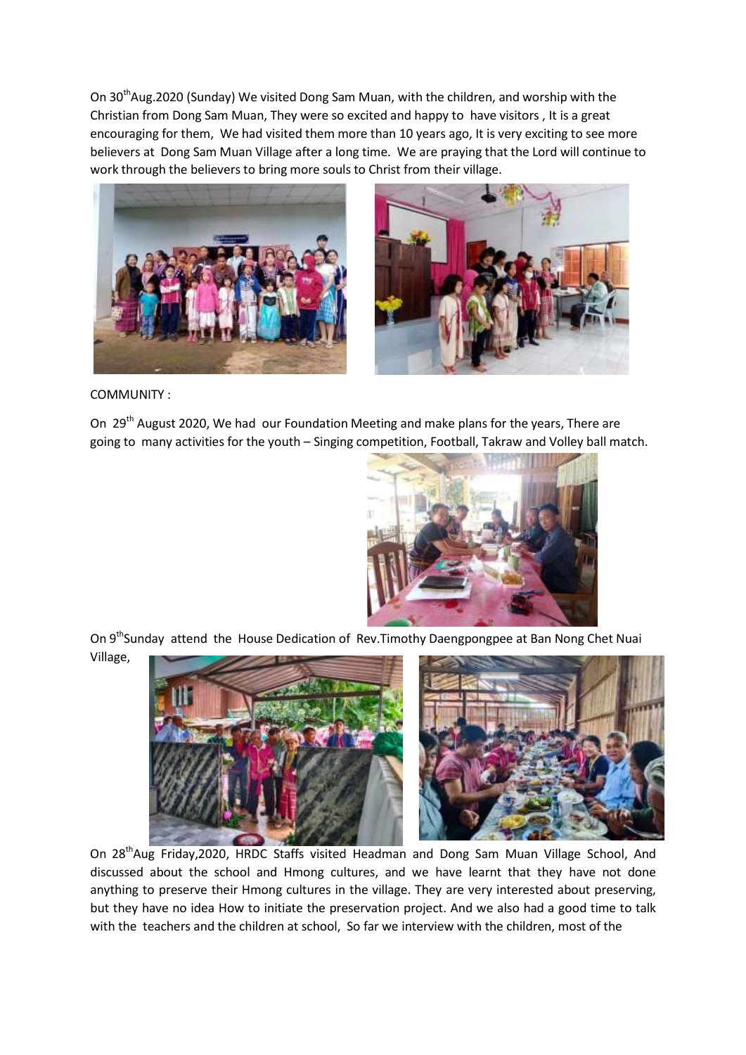On 30th Aug.2020 (Sunday) We visited Dong Sam Muan, with the children, and worship with the Christian from Dong Sam Muan, They were so excited and happy to have visitors , It is a great encouraging for them, We had visited them more than 10 years ago, It is very exciting to see more believers at Dong Sam Muan Village after a long time. We are praying that the Lord will continue to work through the believers to bring more souls to Christ from their village.

COMMUNITY :

On 29th August 2020, We had our Foundation Meeting and make plans for the years, There are going to many activities for the youth – Singing competition, Football, Takraw and Volley ball match.

On 9th Sunday attend the House Dedication of Rev.Timothy Daengpongpee at Ban Nong Chet Nuai Village,

On 28th Aug Friday,2020, HRDC Staffs visited Headman and Dong Sam Muan Village School, And discussed about the school and Hmong cultures, and we have learnt that they have not done anything to preserve their Hmong cultures in the village. They are very interested about preserving, but they have no idea How to initiate the preservation project. And we also had a good time to talk with the teachers and the children at school, So far we interview with the children, most of the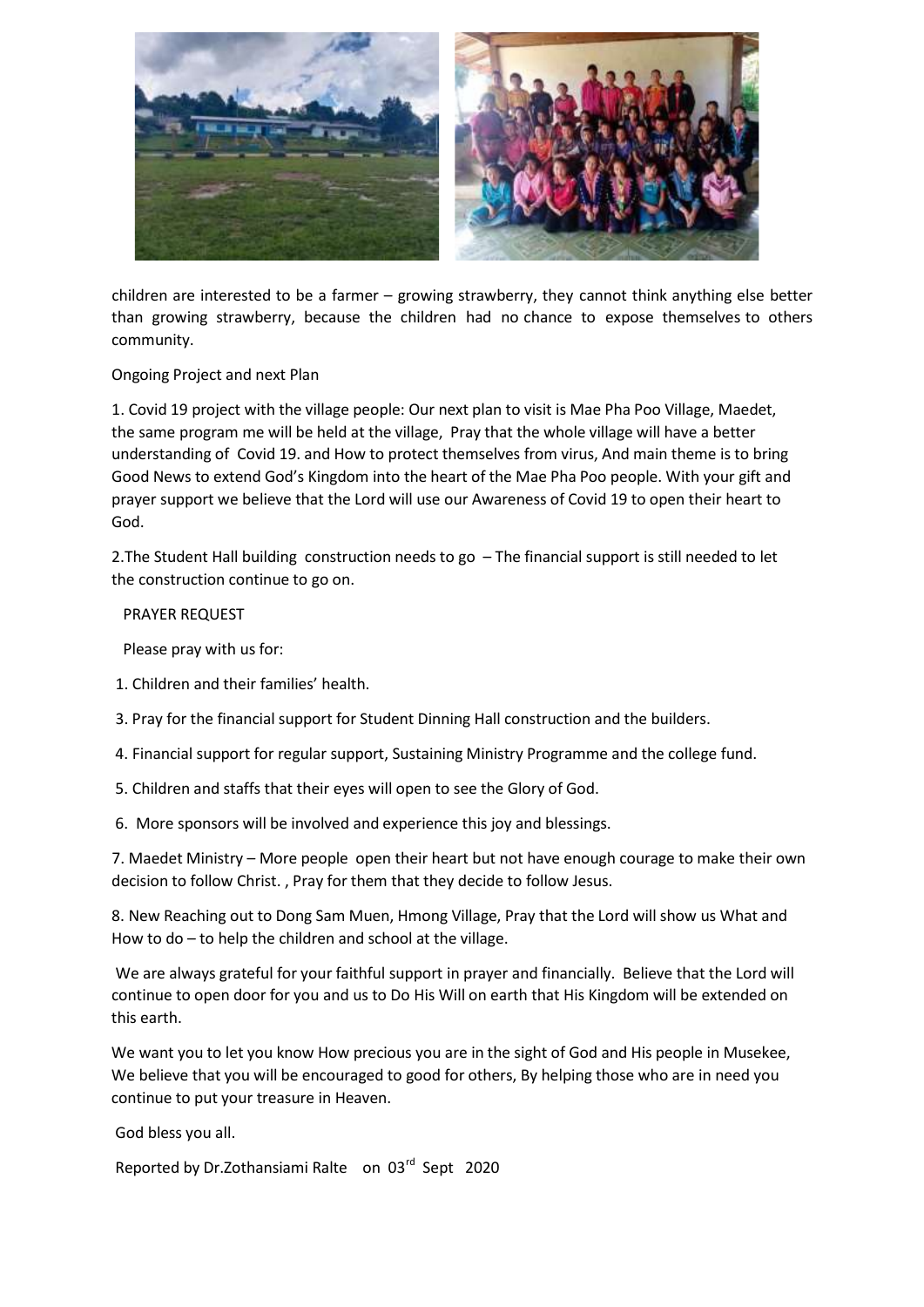children are interested to be a farmer – growing strawberry, they cannot think anything else better than growing strawberry, because the children had no chance to expose themselves to others community.

Ongoing Project and next Plan

1. Covid 19 project with the village people: Our next plan to visit is Mae Pha Poo Village, Maedet, the same program me will be held at the village, Pray that the whole village will have a better understanding of Covid 19. and How to protect themselves from virus, And main theme is to bring Good News to extend God's Kingdom into the heart of the Mae Pha Poo people. With your gift and prayer support we believe that the Lord will use our Awareness of Covid 19 to open their heart to God.

2.The Student Hall building construction needs to go – The financial support is still needed to let the construction continue to go on.

PRAYER REQUEST

Please pray with us for:

1. Children and their families' health.

3. Pray for the financial support for Student Dinning Hall construction and the builders.

4. Financial support for regular support, Sustaining Ministry Programme and the college fund.

5. Children and staffs that their eyes will open to see the Glory of God.

6. More sponsors will be involved and experience this joy and blessings.

7. Maedet Ministry – More people open their heart but not have enough courage to make their own decision to follow Christ. , Pray for them that they decide to follow Jesus.

8. New Reaching out to Dong Sam Muen, Hmong Village, Pray that the Lord will show us What and How to do – to help the children and school at the village.

We are always grateful for your faithful support in prayer and financially. Believe that the Lord will continue to open door for you and us to Do His Will on earth that His Kingdom will be extended on this earth.

We want you to let you know How precious you are in the sight of God and His people in Musekee, We believe that you will be encouraged to good for others, By helping those who are in need you continue to put your treasure in Heaven.

God bless you all.

Reported by Dr.Zothansiami Ralte on 03rd Sept 2020